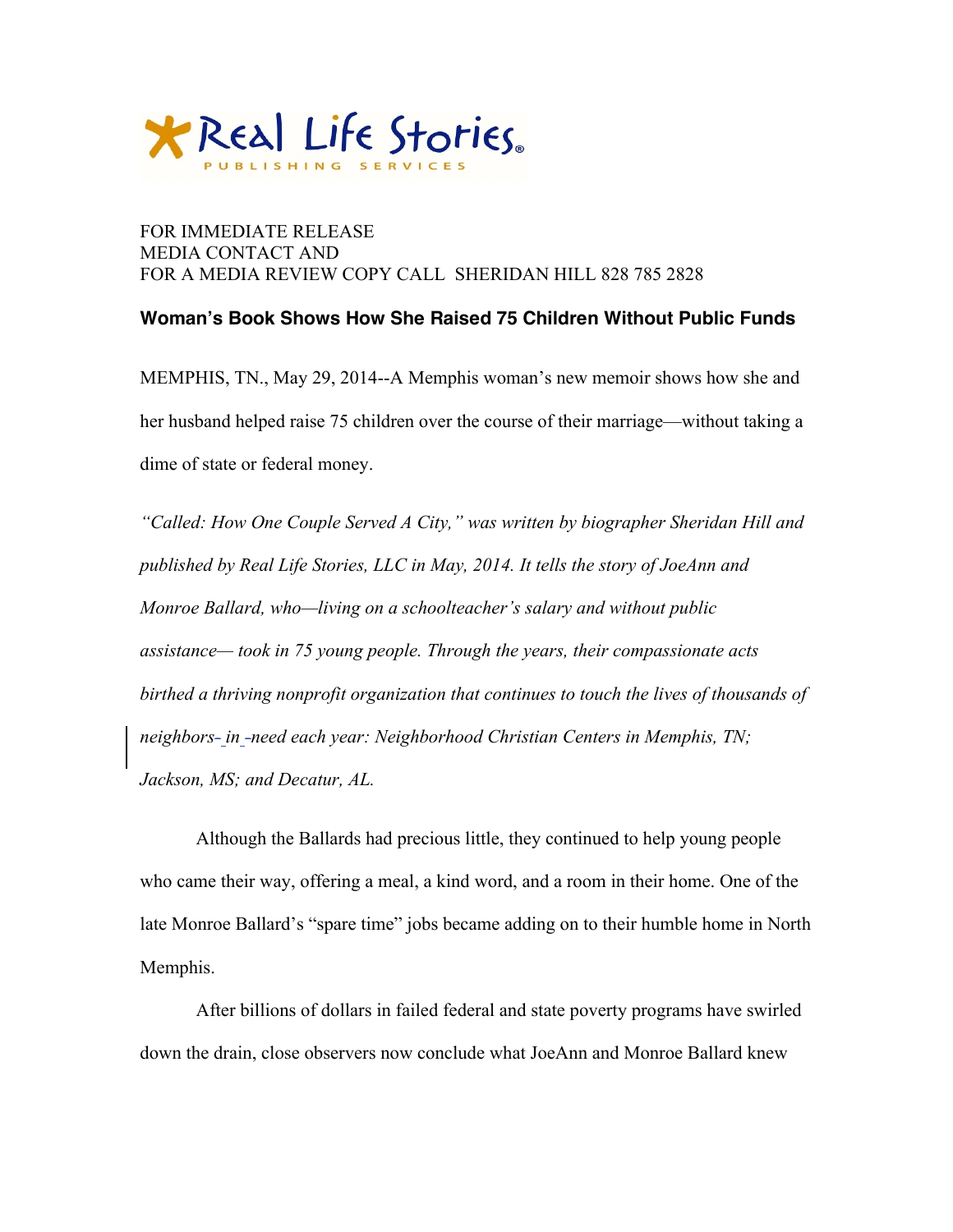Real Life Stories® PUBLISHING SERVICES

FOR IMMEDIATE RELEASE
MEDIA CONTACT AND
FOR A MEDIA REVIEW COPY CALL SHERIDAN HILL 828 785 2828

**Woman's Book Shows How She Raised 75 Children Without Public Funds**

MEMPHIS, TN., May 29, 2014--A Memphis woman's new memoir shows how she and her husband helped raise 75 children over the course of their marriage—without taking a dime of state or federal money.

*"Called: How One Couple Served A City," was written by biographer Sheridan Hill and published by Real Life Stories, LLC in May, 2014. It tells the story of JoeAnn and Monroe Ballard, who—living on a schoolteacher's salary and without public assistance— took in 75 young people. Through the years, their compassionate acts birthed a thriving nonprofit organization that continues to touch the lives of thousands of neighbors in need each year: Neighborhood Christian Centers in Memphis, TN; Jackson, MS; and Decatur, AL.*

Although the Ballards had precious little, they continued to help young people who came their way, offering a meal, a kind word, and a room in their home. One of the late Monroe Ballard's "spare time" jobs became adding on to their humble home in North Memphis.

After billions of dollars in failed federal and state poverty programs have swirled down the drain, close observers now conclude what JoeAnn and Monroe Ballard knew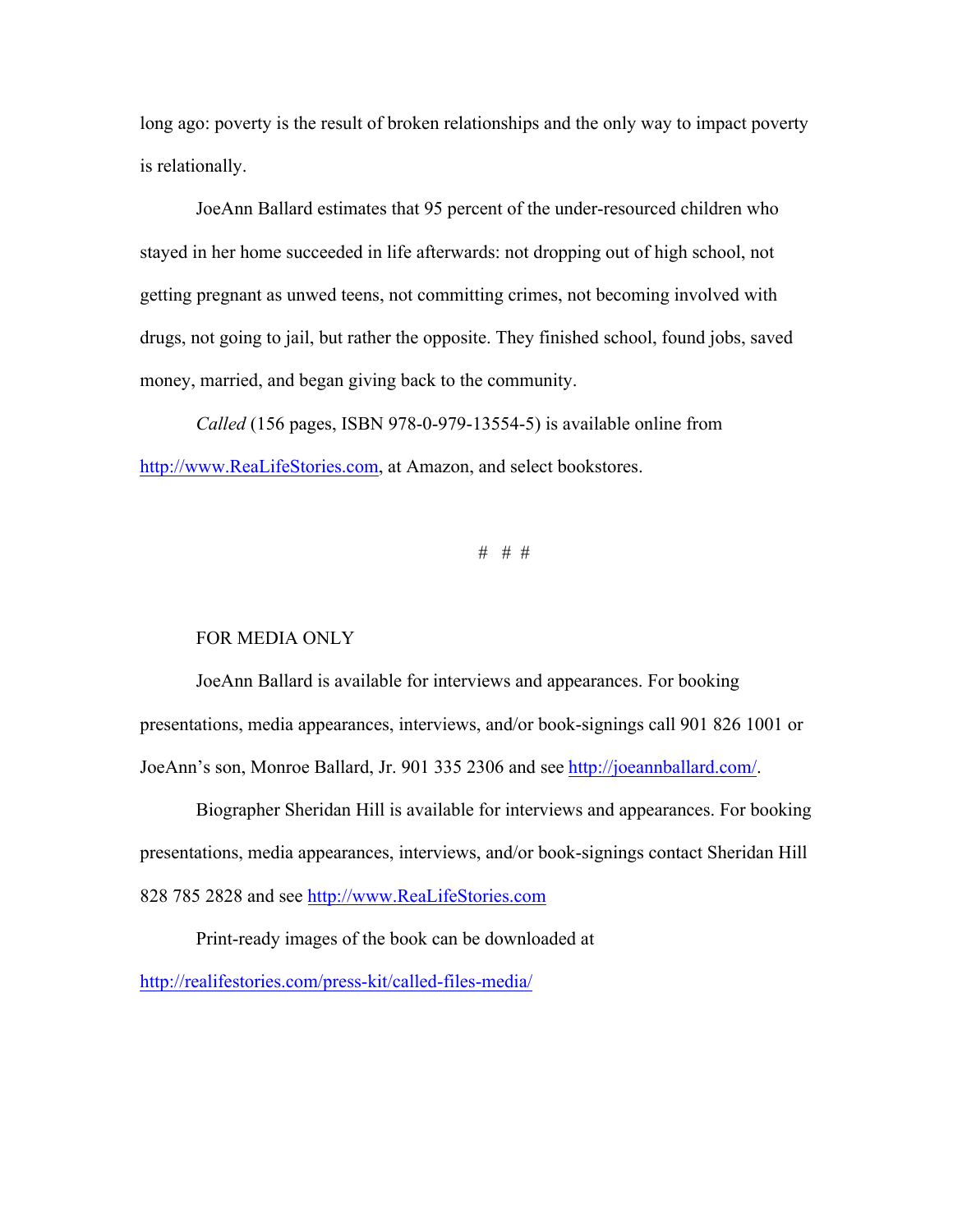long ago: poverty is the result of broken relationships and the only way to impact poverty is relationally.

JoeAnn Ballard estimates that 95 percent of the under-resourced children who stayed in her home succeeded in life afterwards: not dropping out of high school, not getting pregnant as unwed teens, not committing crimes, not becoming involved with drugs, not going to jail, but rather the opposite. They finished school, found jobs, saved money, married, and began giving back to the community.

*Called* (156 pages, ISBN 978-0-979-13554-5) is available online from http://www.ReaLifeStories.com, at Amazon, and select bookstores.

# # #

FOR MEDIA ONLY

JoeAnn Ballard is available for interviews and appearances. For booking presentations, media appearances, interviews, and/or book-signings call 901 826 1001 or JoeAnn's son, Monroe Ballard, Jr. 901 335 2306 and see http://joeannballard.com/.

Biographer Sheridan Hill is available for interviews and appearances. For booking presentations, media appearances, interviews, and/or book-signings contact Sheridan Hill 828 785 2828 and see http://www.ReaLifeStories.com

Print-ready images of the book can be downloaded at http://realifestories.com/press-kit/called-files-media/